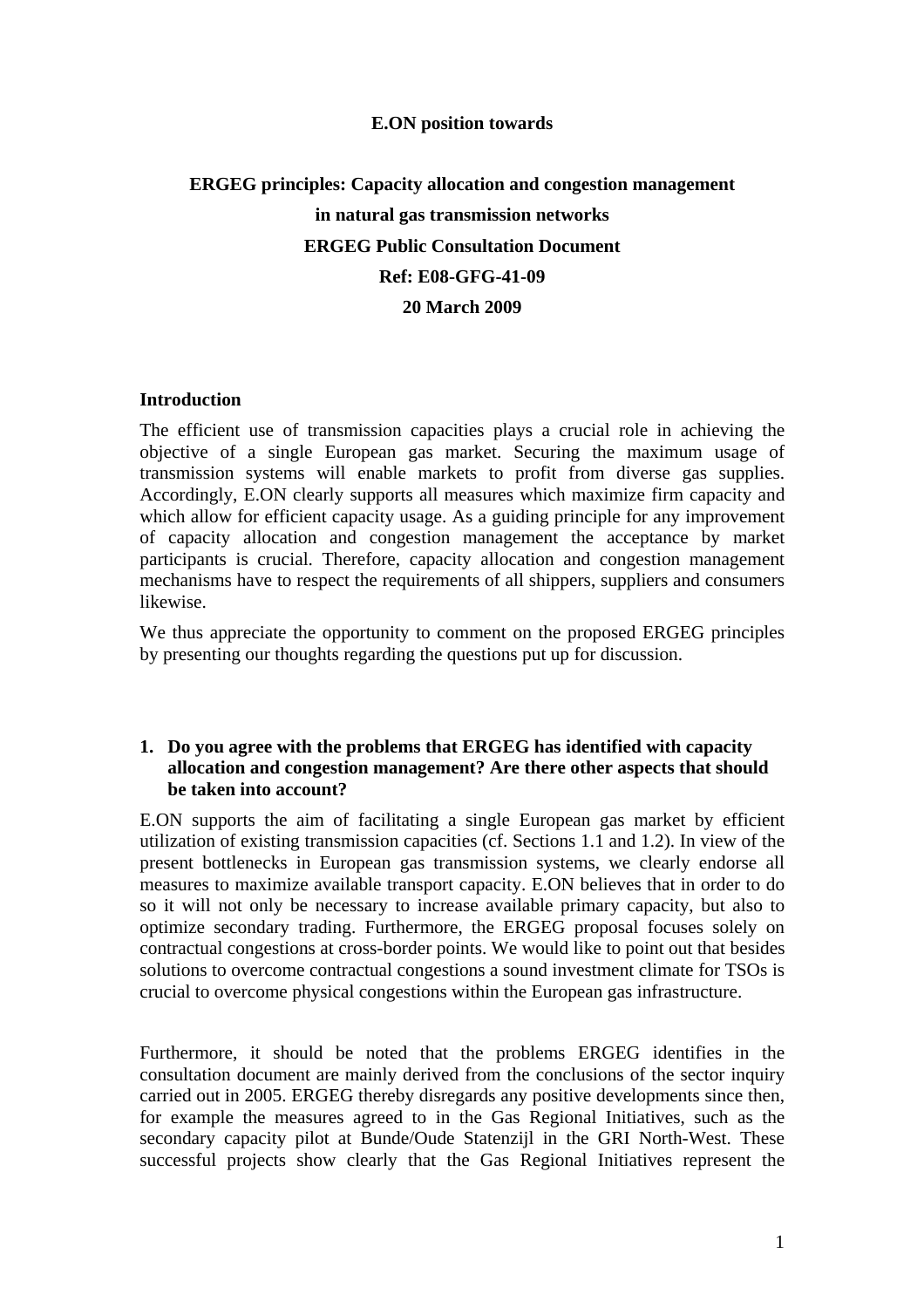**E.ON position towards**

# ERGEG principles: Capacity allocation and congestion management in natural gas transmission networks

**ERGEG Public Consultation Document**

**Ref: E08-GFG-41-09**

**20 March 2009**

## Introduction

The efficient use of transmission capacities plays a crucial role in achieving the objective of a single European gas market. Securing the maximum usage of transmission systems will enable markets to profit from diverse gas supplies. Accordingly, E.ON clearly supports all measures which maximize firm capacity and which allow for efficient capacity usage. As a guiding principle for any improvement of capacity allocation and congestion management the acceptance by market participants is crucial. Therefore, capacity allocation and congestion management mechanisms have to respect the requirements of all shippers, suppliers and consumers likewise.

We thus appreciate the opportunity to comment on the proposed ERGEG principles by presenting our thoughts regarding the questions put up for discussion.

**1. Do you agree with the problems that ERGEG has identified with capacity allocation and congestion management? Are there other aspects that should be taken into account?**

E.ON supports the aim of facilitating a single European gas market by efficient utilization of existing transmission capacities (cf. Sections 1.1 and 1.2). In view of the present bottlenecks in European gas transmission systems, we clearly endorse all measures to maximize available transport capacity. E.ON believes that in order to do so it will not only be necessary to increase available primary capacity, but also to optimize secondary trading. Furthermore, the ERGEG proposal focuses solely on contractual congestions at cross-border points. We would like to point out that besides solutions to overcome contractual congestions a sound investment climate for TSOs is crucial to overcome physical congestions within the European gas infrastructure.

Furthermore, it should be noted that the problems ERGEG identifies in the consultation document are mainly derived from the conclusions of the sector inquiry carried out in 2005. ERGEG thereby disregards any positive developments since then, for example the measures agreed to in the Gas Regional Initiatives, such as the secondary capacity pilot at Bunde/Oude Statenzijl in the GRI North-West. These successful projects show clearly that the Gas Regional Initiatives represent the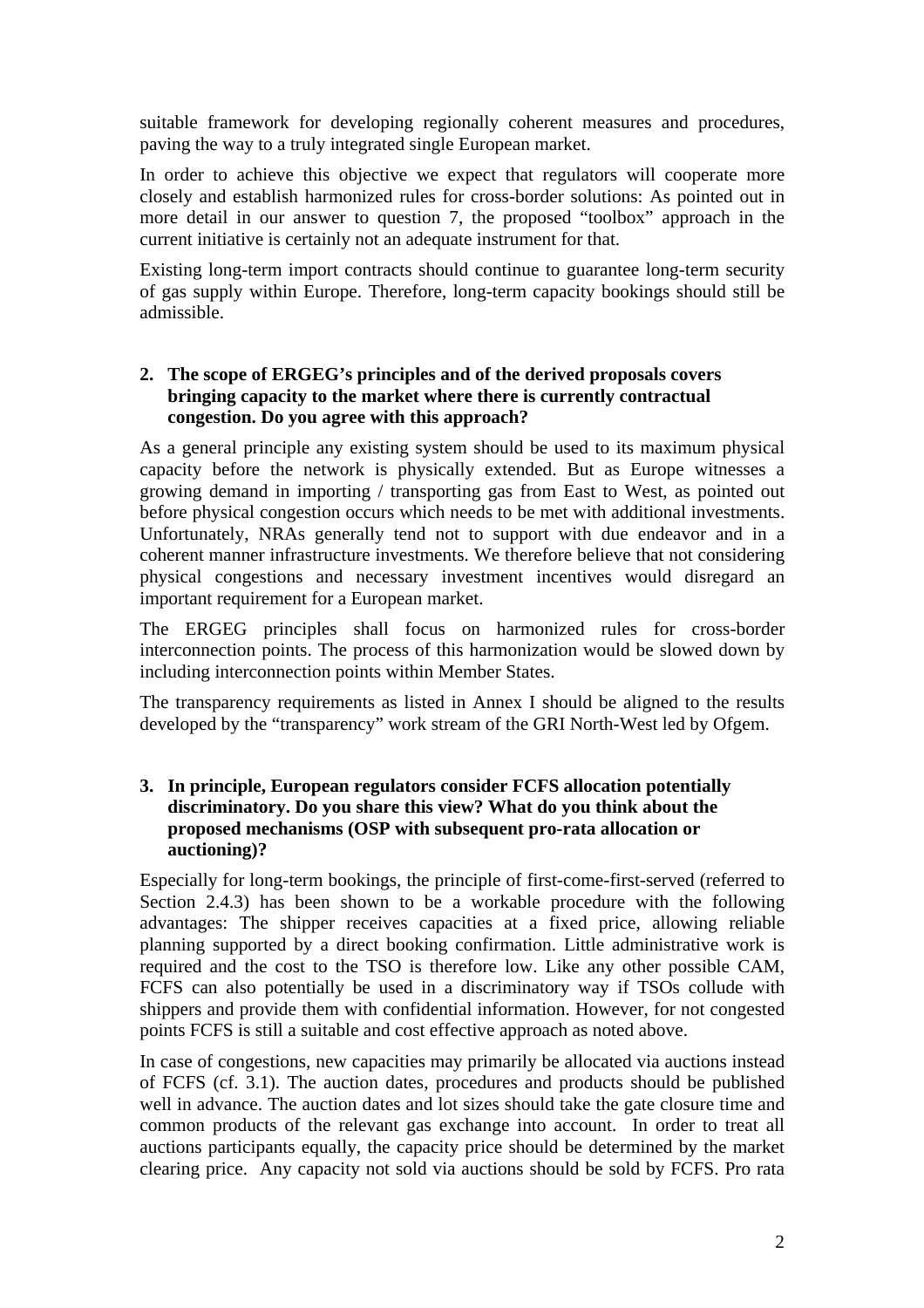suitable framework for developing regionally coherent measures and procedures, paving the way to a truly integrated single European market.

In order to achieve this objective we expect that regulators will cooperate more closely and establish harmonized rules for cross-border solutions: As pointed out in more detail in our answer to question 7, the proposed "toolbox" approach in the current initiative is certainly not an adequate instrument for that.

Existing long-term import contracts should continue to guarantee long-term security of gas supply within Europe. Therefore, long-term capacity bookings should still be admissible.

**2. The scope of ERGEG's principles and of the derived proposals covers bringing capacity to the market where there is currently contractual congestion. Do you agree with this approach?**

As a general principle any existing system should be used to its maximum physical capacity before the network is physically extended. But as Europe witnesses a growing demand in importing / transporting gas from East to West, as pointed out before physical congestion occurs which needs to be met with additional investments. Unfortunately, NRAs generally tend not to support with due endeavor and in a coherent manner infrastructure investments. We therefore believe that not considering physical congestions and necessary investment incentives would disregard an important requirement for a European market.

The ERGEG principles shall focus on harmonized rules for cross-border interconnection points. The process of this harmonization would be slowed down by including interconnection points within Member States.

The transparency requirements as listed in Annex I should be aligned to the results developed by the "transparency" work stream of the GRI North-West led by Ofgem.

**3. In principle, European regulators consider FCFS allocation potentially discriminatory. Do you share this view? What do you think about the proposed mechanisms (OSP with subsequent pro-rata allocation or auctioning)?**

Especially for long-term bookings, the principle of first-come-first-served (referred to Section 2.4.3) has been shown to be a workable procedure with the following advantages: The shipper receives capacities at a fixed price, allowing reliable planning supported by a direct booking confirmation. Little administrative work is required and the cost to the TSO is therefore low. Like any other possible CAM, FCFS can also potentially be used in a discriminatory way if TSOs collude with shippers and provide them with confidential information. However, for not congested points FCFS is still a suitable and cost effective approach as noted above.

In case of congestions, new capacities may primarily be allocated via auctions instead of FCFS (cf. 3.1). The auction dates, procedures and products should be published well in advance. The auction dates and lot sizes should take the gate closure time and common products of the relevant gas exchange into account. In order to treat all auctions participants equally, the capacity price should be determined by the market clearing price. Any capacity not sold via auctions should be sold by FCFS. Pro rata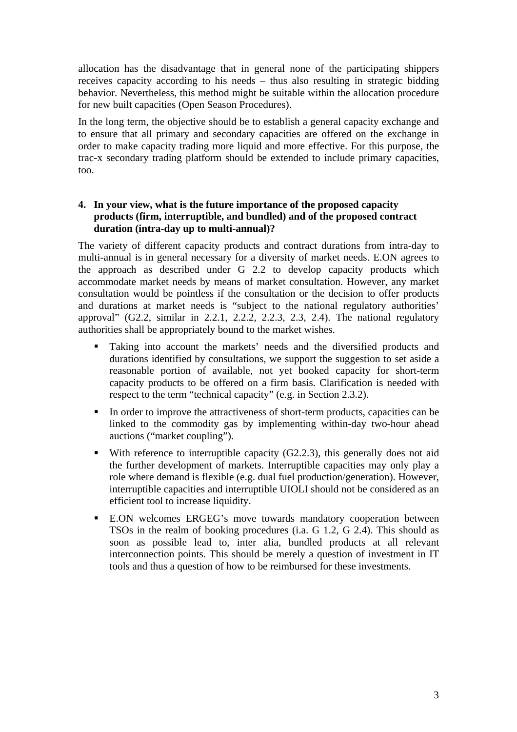allocation has the disadvantage that in general none of the participating shippers receives capacity according to his needs – thus also resulting in strategic bidding behavior. Nevertheless, this method might be suitable within the allocation procedure for new built capacities (Open Season Procedures).

In the long term, the objective should be to establish a general capacity exchange and to ensure that all primary and secondary capacities are offered on the exchange in order to make capacity trading more liquid and more effective. For this purpose, the trac-x secondary trading platform should be extended to include primary capacities, too.

**4. In your view, what is the future importance of the proposed capacity products (firm, interruptible, and bundled) and of the proposed contract duration (intra-day up to multi-annual)?**

The variety of different capacity products and contract durations from intra-day to multi-annual is in general necessary for a diversity of market needs. E.ON agrees to the approach as described under G 2.2 to develop capacity products which accommodate market needs by means of market consultation. However, any market consultation would be pointless if the consultation or the decision to offer products and durations at market needs is "subject to the national regulatory authorities' approval" (G2.2, similar in 2.2.1, 2.2.2, 2.2.3, 2.3, 2.4). The national regulatory authorities shall be appropriately bound to the market wishes.

- Taking into account the markets' needs and the diversified products and durations identified by consultations, we support the suggestion to set aside a reasonable portion of available, not yet booked capacity for short-term capacity products to be offered on a firm basis. Clarification is needed with respect to the term "technical capacity" (e.g. in Section 2.3.2).
- In order to improve the attractiveness of short-term products, capacities can be linked to the commodity gas by implementing within-day two-hour ahead auctions ("market coupling").
- With reference to interruptible capacity (G2.2.3), this generally does not aid the further development of markets. Interruptible capacities may only play a role where demand is flexible (e.g. dual fuel production/generation). However, interruptible capacities and interruptible UIOLI should not be considered as an efficient tool to increase liquidity.
- E.ON welcomes ERGEG's move towards mandatory cooperation between TSOs in the realm of booking procedures (i.a. G 1.2, G 2.4). This should as soon as possible lead to, inter alia, bundled products at all relevant interconnection points. This should be merely a question of investment in IT tools and thus a question of how to be reimbursed for these investments.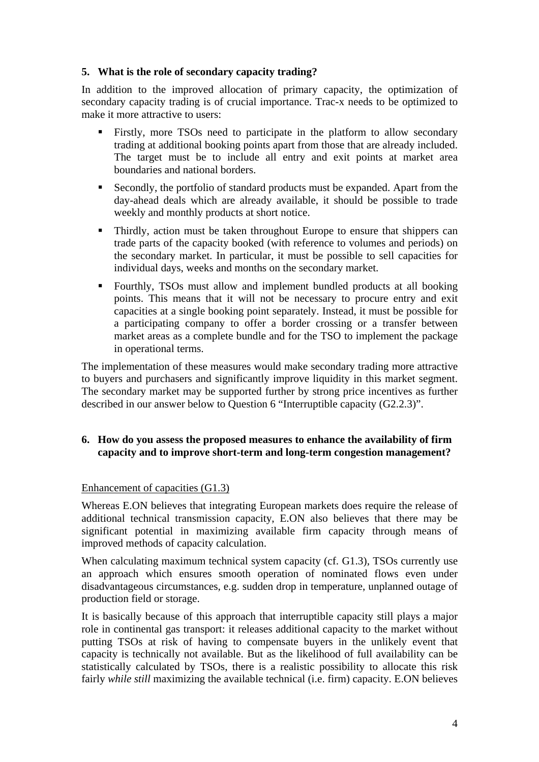## 5. What is the role of secondary capacity trading?

In addition to the improved allocation of primary capacity, the optimization of secondary capacity trading is of crucial importance. Trac-x needs to be optimized to make it more attractive to users:

- Firstly, more TSOs need to participate in the platform to allow secondary trading at additional booking points apart from those that are already included. The target must be to include all entry and exit points at market area boundaries and national borders.
- Secondly, the portfolio of standard products must be expanded. Apart from the day-ahead deals which are already available, it should be possible to trade weekly and monthly products at short notice.
- Thirdly, action must be taken throughout Europe to ensure that shippers can trade parts of the capacity booked (with reference to volumes and periods) on the secondary market. In particular, it must be possible to sell capacities for individual days, weeks and months on the secondary market.
- Fourthly, TSOs must allow and implement bundled products at all booking points. This means that it will not be necessary to procure entry and exit capacities at a single booking point separately. Instead, it must be possible for a participating company to offer a border crossing or a transfer between market areas as a complete bundle and for the TSO to implement the package in operational terms.

The implementation of these measures would make secondary trading more attractive to buyers and purchasers and significantly improve liquidity in this market segment. The secondary market may be supported further by strong price incentives as further described in our answer below to Question 6 "Interruptible capacity (G2.2.3)".

## 6. How do you assess the proposed measures to enhance the availability of firm capacity and to improve short-term and long-term congestion management?

Enhancement of capacities (G1.3)

Whereas E.ON believes that integrating European markets does require the release of additional technical transmission capacity, E.ON also believes that there may be significant potential in maximizing available firm capacity through means of improved methods of capacity calculation.

When calculating maximum technical system capacity (cf. G1.3), TSOs currently use an approach which ensures smooth operation of nominated flows even under disadvantageous circumstances, e.g. sudden drop in temperature, unplanned outage of production field or storage.

It is basically because of this approach that interruptible capacity still plays a major role in continental gas transport: it releases additional capacity to the market without putting TSOs at risk of having to compensate buyers in the unlikely event that capacity is technically not available. But as the likelihood of full availability can be statistically calculated by TSOs, there is a realistic possibility to allocate this risk fairly *while still* maximizing the available technical (i.e. firm) capacity. E.ON believes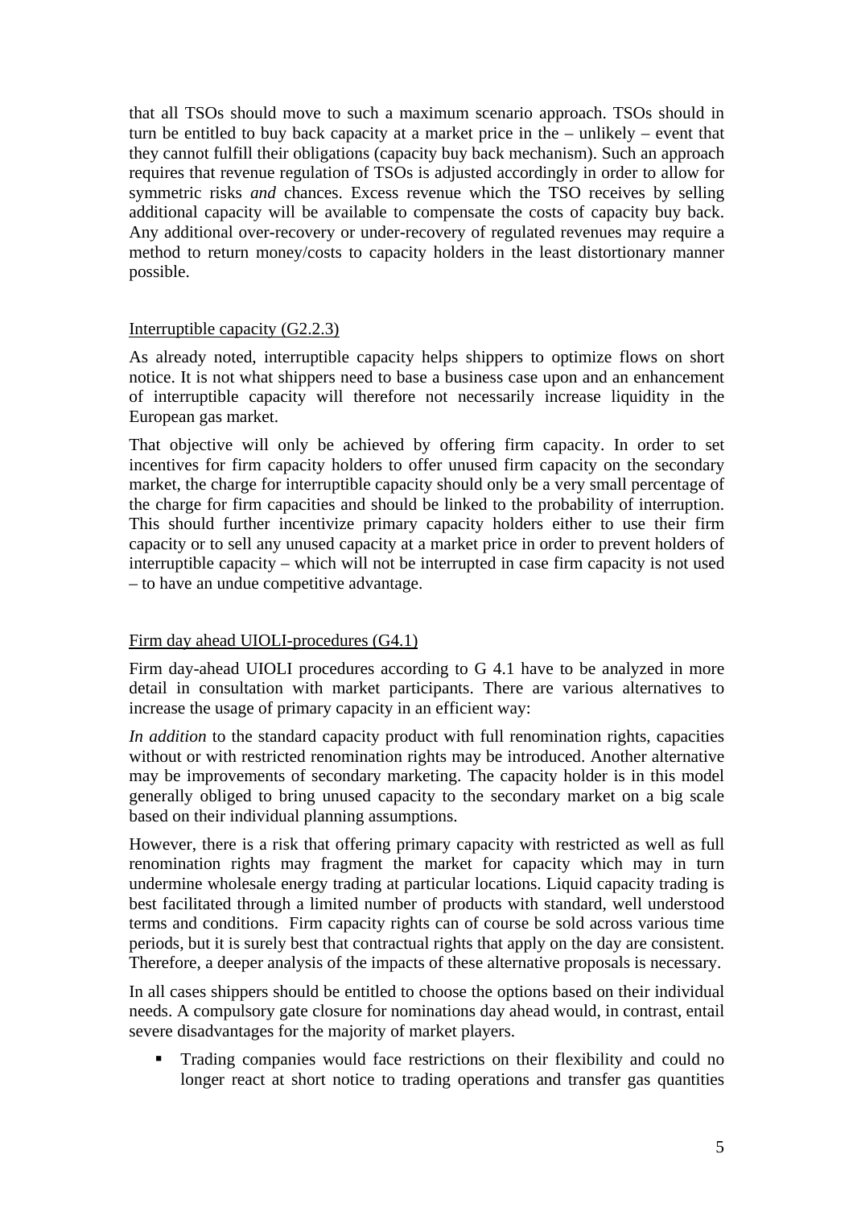that all TSOs should move to such a maximum scenario approach. TSOs should in turn be entitled to buy back capacity at a market price in the – unlikely – event that they cannot fulfill their obligations (capacity buy back mechanism). Such an approach requires that revenue regulation of TSOs is adjusted accordingly in order to allow for symmetric risks *and* chances. Excess revenue which the TSO receives by selling additional capacity will be available to compensate the costs of capacity buy back. Any additional over-recovery or under-recovery of regulated revenues may require a method to return money/costs to capacity holders in the least distortionary manner possible.

Interruptible capacity (G2.2.3)

As already noted, interruptible capacity helps shippers to optimize flows on short notice. It is not what shippers need to base a business case upon and an enhancement of interruptible capacity will therefore not necessarily increase liquidity in the European gas market.

That objective will only be achieved by offering firm capacity. In order to set incentives for firm capacity holders to offer unused firm capacity on the secondary market, the charge for interruptible capacity should only be a very small percentage of the charge for firm capacities and should be linked to the probability of interruption. This should further incentivize primary capacity holders either to use their firm capacity or to sell any unused capacity at a market price in order to prevent holders of interruptible capacity – which will not be interrupted in case firm capacity is not used – to have an undue competitive advantage.

Firm day ahead UIOLI-procedures (G4.1)

Firm day-ahead UIOLI procedures according to G 4.1 have to be analyzed in more detail in consultation with market participants. There are various alternatives to increase the usage of primary capacity in an efficient way:

*In addition* to the standard capacity product with full renomination rights, capacities without or with restricted renomination rights may be introduced. Another alternative may be improvements of secondary marketing. The capacity holder is in this model generally obliged to bring unused capacity to the secondary market on a big scale based on their individual planning assumptions.

However, there is a risk that offering primary capacity with restricted as well as full renomination rights may fragment the market for capacity which may in turn undermine wholesale energy trading at particular locations. Liquid capacity trading is best facilitated through a limited number of products with standard, well understood terms and conditions. Firm capacity rights can of course be sold across various time periods, but it is surely best that contractual rights that apply on the day are consistent. Therefore, a deeper analysis of the impacts of these alternative proposals is necessary.

In all cases shippers should be entitled to choose the options based on their individual needs. A compulsory gate closure for nominations day ahead would, in contrast, entail severe disadvantages for the majority of market players.

- Trading companies would face restrictions on their flexibility and could no longer react at short notice to trading operations and transfer gas quantities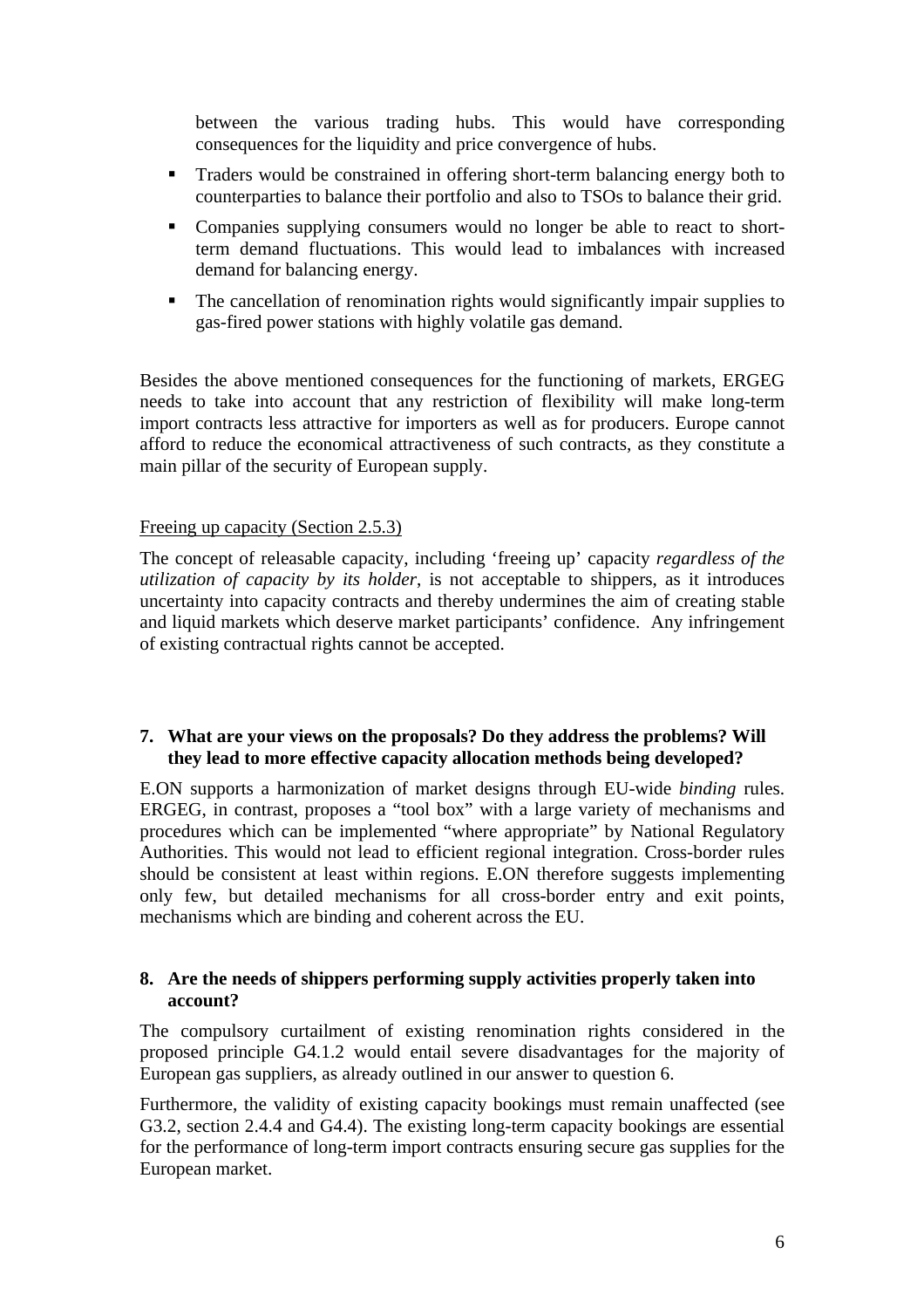between the various trading hubs. This would have corresponding consequences for the liquidity and price convergence of hubs.

- Traders would be constrained in offering short-term balancing energy both to counterparties to balance their portfolio and also to TSOs to balance their grid.
- Companies supplying consumers would no longer be able to react to short-term demand fluctuations. This would lead to imbalances with increased demand for balancing energy.
- The cancellation of renomination rights would significantly impair supplies to gas-fired power stations with highly volatile gas demand.

Besides the above mentioned consequences for the functioning of markets, ERGEG needs to take into account that any restriction of flexibility will make long-term import contracts less attractive for importers as well as for producers. Europe cannot afford to reduce the economical attractiveness of such contracts, as they constitute a main pillar of the security of European supply.

<u>Freeing up capacity (Section 2.5.3)</u>

The concept of releasable capacity, including 'freeing up' capacity *regardless of the utilization of capacity by its holder*, is not acceptable to shippers, as it introduces uncertainty into capacity contracts and thereby undermines the aim of creating stable and liquid markets which deserve market participants' confidence. Any infringement of existing contractual rights cannot be accepted.

**7. What are your views on the proposals? Do they address the problems? Will they lead to more effective capacity allocation methods being developed?**

E.ON supports a harmonization of market designs through EU-wide *binding* rules. ERGEG, in contrast, proposes a "tool box" with a large variety of mechanisms and procedures which can be implemented "where appropriate" by National Regulatory Authorities. This would not lead to efficient regional integration. Cross-border rules should be consistent at least within regions. E.ON therefore suggests implementing only few, but detailed mechanisms for all cross-border entry and exit points, mechanisms which are binding and coherent across the EU.

**8. Are the needs of shippers performing supply activities properly taken into account?**

The compulsory curtailment of existing renomination rights considered in the proposed principle G4.1.2 would entail severe disadvantages for the majority of European gas suppliers, as already outlined in our answer to question 6.

Furthermore, the validity of existing capacity bookings must remain unaffected (see G3.2, section 2.4.4 and G4.4). The existing long-term capacity bookings are essential for the performance of long-term import contracts ensuring secure gas supplies for the European market.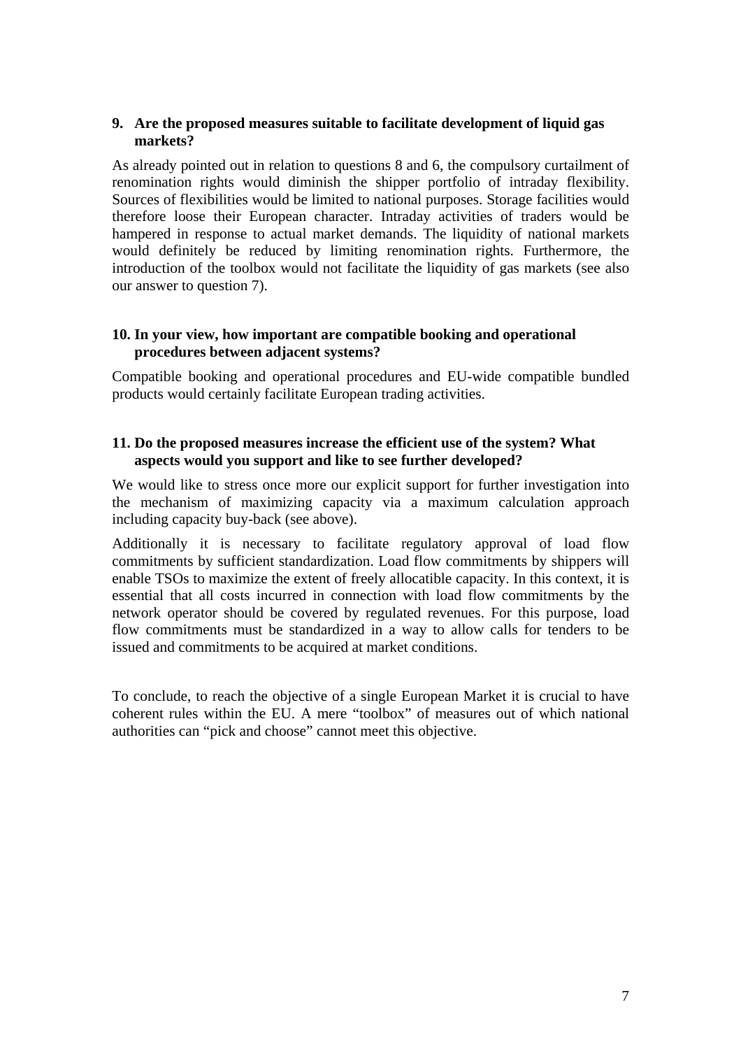**9. Are the proposed measures suitable to facilitate development of liquid gas markets?**

As already pointed out in relation to questions 8 and 6, the compulsory curtailment of renomination rights would diminish the shipper portfolio of intraday flexibility. Sources of flexibilities would be limited to national purposes. Storage facilities would therefore loose their European character. Intraday activities of traders would be hampered in response to actual market demands. The liquidity of national markets would definitely be reduced by limiting renomination rights. Furthermore, the introduction of the toolbox would not facilitate the liquidity of gas markets (see also our answer to question 7).

**10. In your view, how important are compatible booking and operational procedures between adjacent systems?**

Compatible booking and operational procedures and EU-wide compatible bundled products would certainly facilitate European trading activities.

**11. Do the proposed measures increase the efficient use of the system? What aspects would you support and like to see further developed?**

We would like to stress once more our explicit support for further investigation into the mechanism of maximizing capacity via a maximum calculation approach including capacity buy-back (see above).

Additionally it is necessary to facilitate regulatory approval of load flow commitments by sufficient standardization. Load flow commitments by shippers will enable TSOs to maximize the extent of freely allocatible capacity. In this context, it is essential that all costs incurred in connection with load flow commitments by the network operator should be covered by regulated revenues. For this purpose, load flow commitments must be standardized in a way to allow calls for tenders to be issued and commitments to be acquired at market conditions.

To conclude, to reach the objective of a single European Market it is crucial to have coherent rules within the EU. A mere "toolbox" of measures out of which national authorities can "pick and choose" cannot meet this objective.